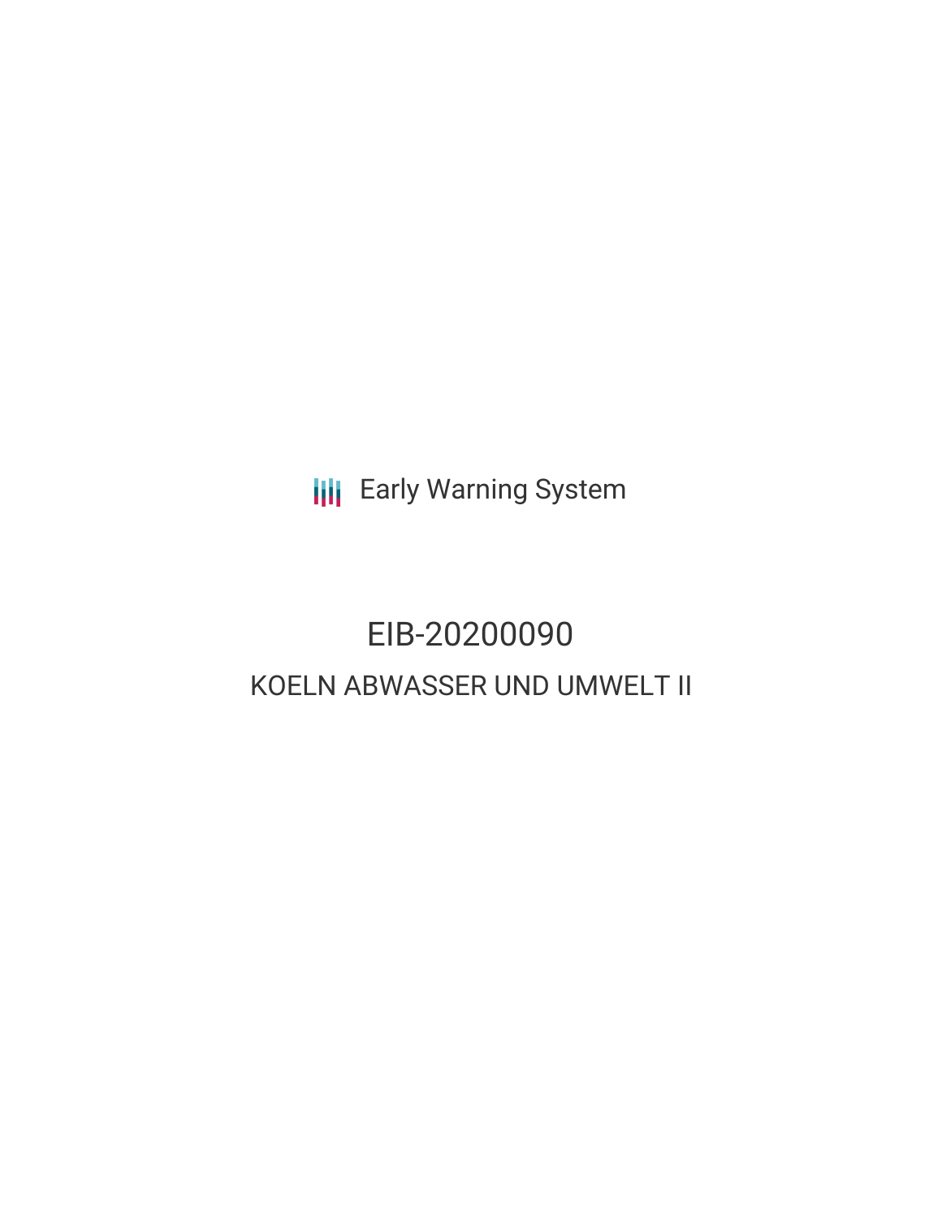Early Warning System

# EIB-20200090

## KOELN ABWASSER UND UMWELT II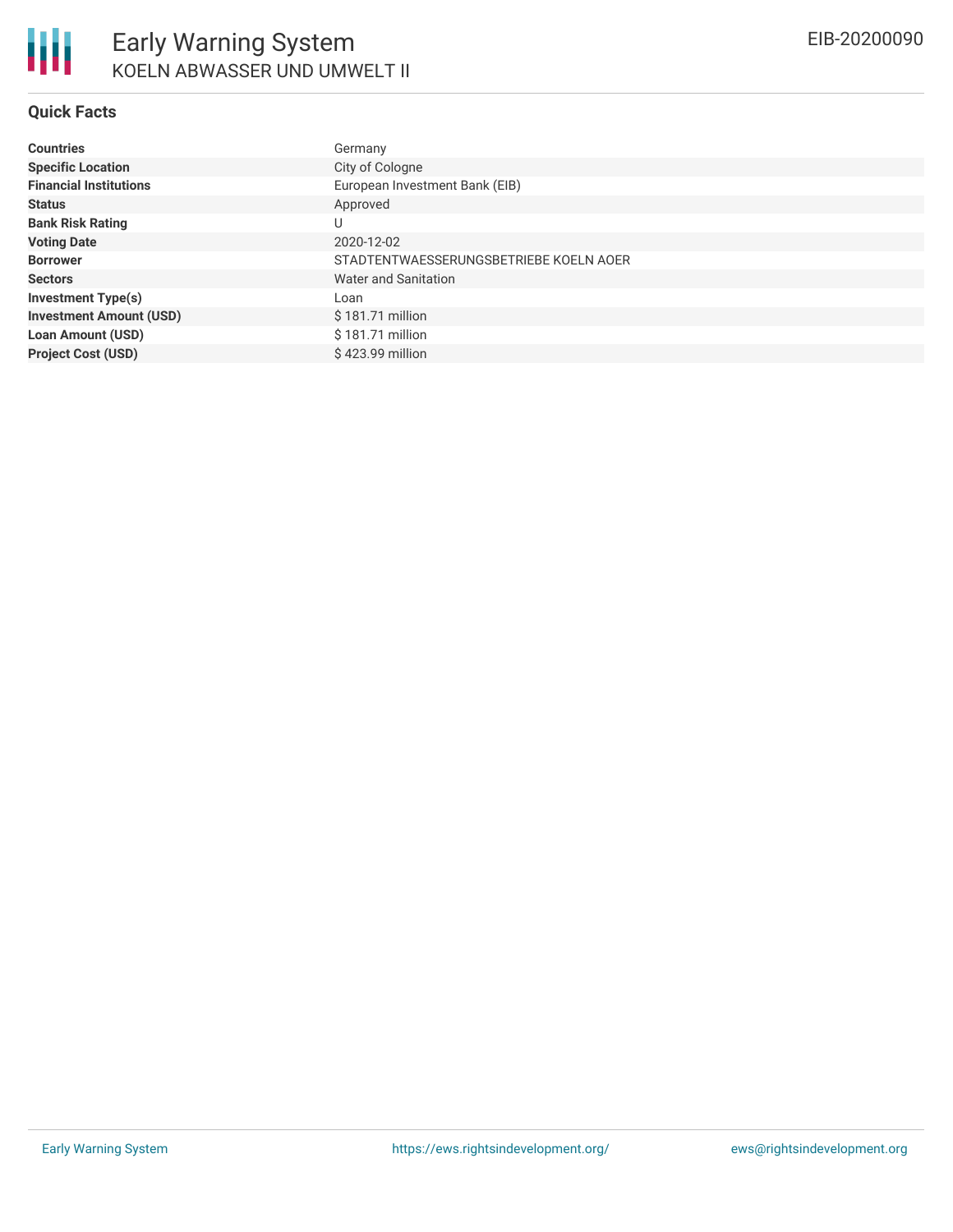# Early Warning System

## KOELN ABWASSER UND UMWELT II

EIB-20200090

### Quick Facts

| | |
|---|---|
| **Countries** | Germany |
| **Specific Location** | City of Cologne |
| **Financial Institutions** | European Investment Bank (EIB) |
| **Status** | Approved |
| **Bank Risk Rating** | U |
| **Voting Date** | 2020-12-02 |
| **Borrower** | STADTENTWAESSERUNGSBETRIEBE KOELN AOER |
| **Sectors** | Water and Sanitation |
| **Investment Type(s)** | Loan |
| **Investment Amount (USD)** | $ 181.71 million |
| **Loan Amount (USD)** | $ 181.71 million |
| **Project Cost (USD)** | $ 423.99 million |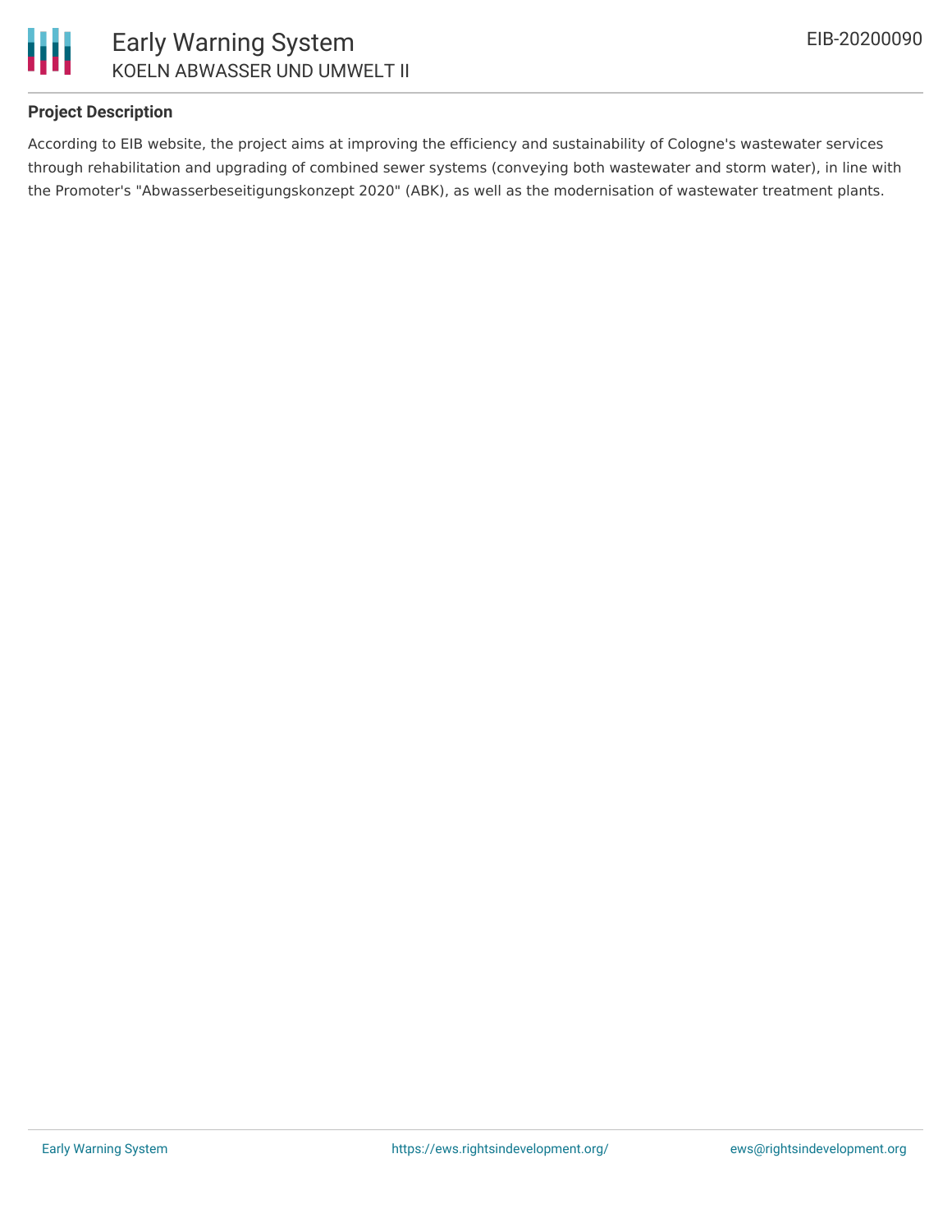### Project Description

According to EIB website, the project aims at improving the efficiency and sustainability of Cologne's wastewater services through rehabilitation and upgrading of combined sewer systems (conveying both wastewater and storm water), in line with the Promoter's "Abwasserbeseitigungskonzept 2020" (ABK), as well as the modernisation of wastewater treatment plants.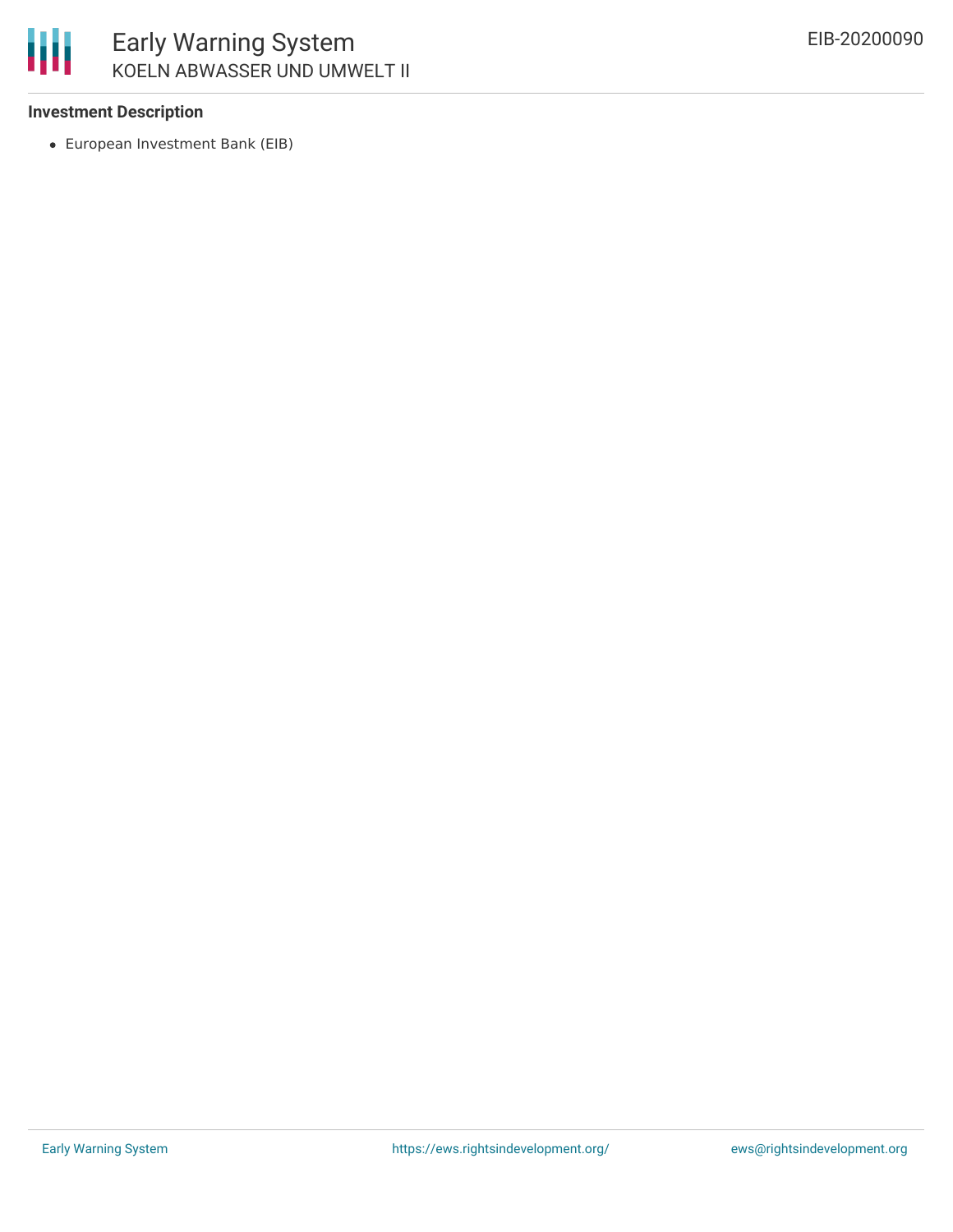**Investment Description**

- European Investment Bank (EIB)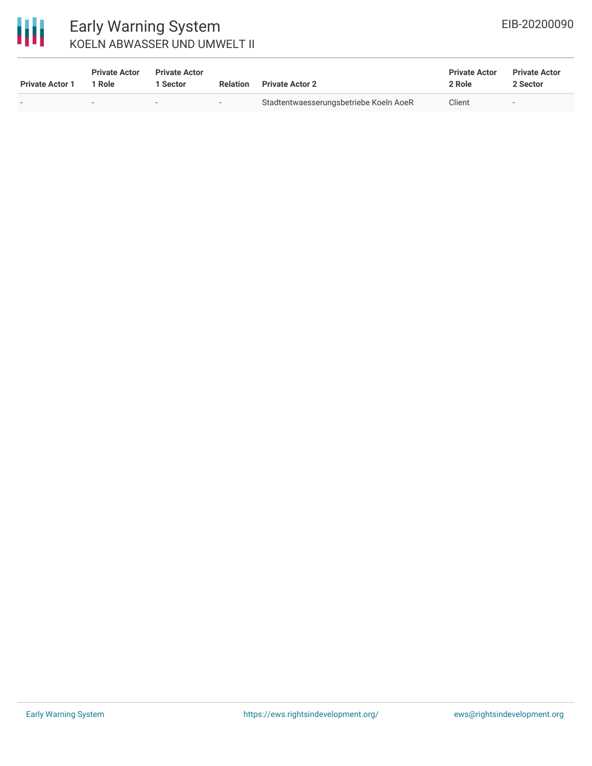| Private Actor 1 | Private Actor 1 Role | Private Actor 1 Sector | Relation | Private Actor 2 | Private Actor 2 Role | Private Actor 2 Sector |
|---|---|---|---|---|---|---|
| - | - | - | - | Stadtentwaesserungsbetriebe Koeln AoeR | Client | - |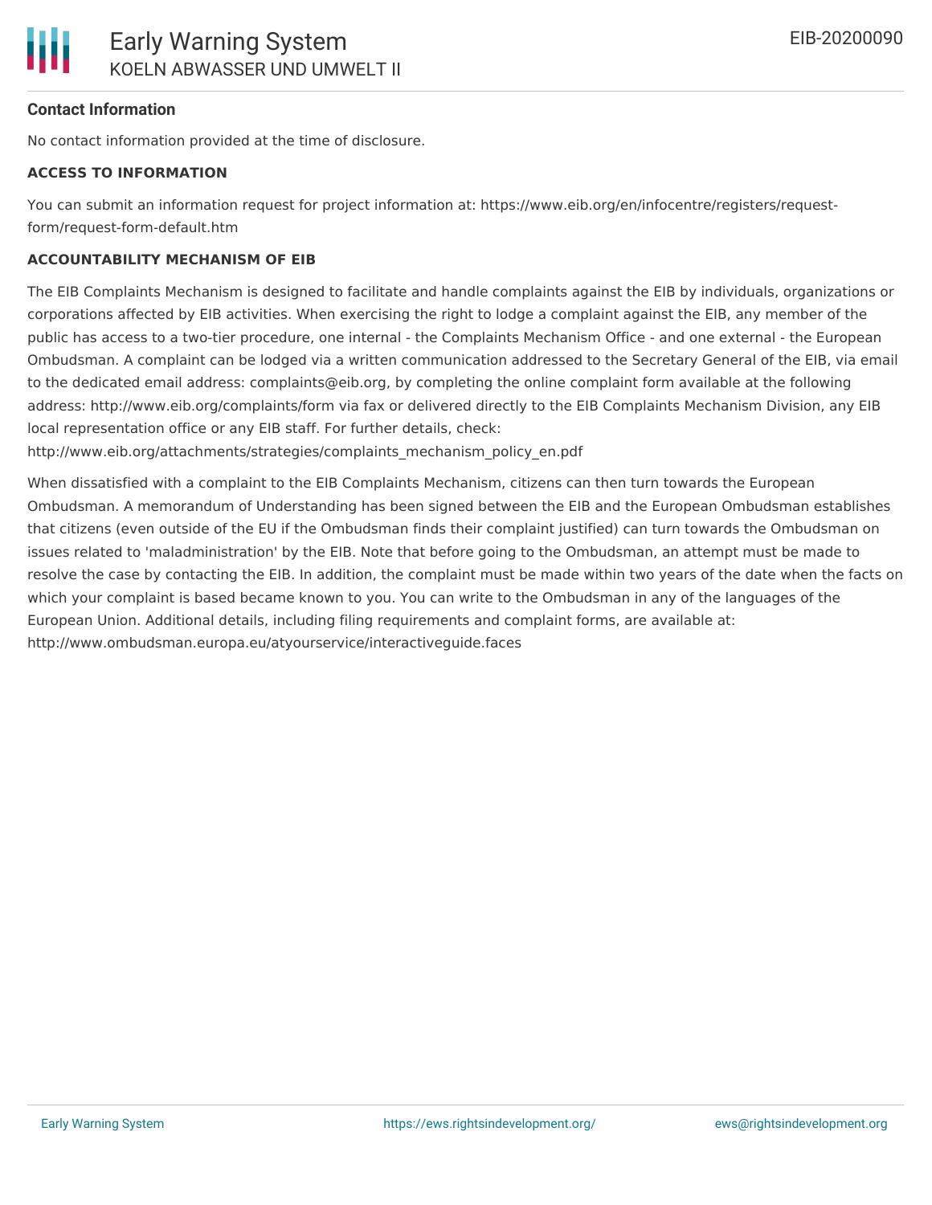**Contact Information**

No contact information provided at the time of disclosure.

**ACCESS TO INFORMATION**

You can submit an information request for project information at: https://www.eib.org/en/infocentre/registers/request-form/request-form-default.htm

**ACCOUNTABILITY MECHANISM OF EIB**

The EIB Complaints Mechanism is designed to facilitate and handle complaints against the EIB by individuals, organizations or corporations affected by EIB activities. When exercising the right to lodge a complaint against the EIB, any member of the public has access to a two-tier procedure, one internal - the Complaints Mechanism Office - and one external - the European Ombudsman. A complaint can be lodged via a written communication addressed to the Secretary General of the EIB, via email to the dedicated email address: complaints@eib.org, by completing the online complaint form available at the following address: http://www.eib.org/complaints/form via fax or delivered directly to the EIB Complaints Mechanism Division, any EIB local representation office or any EIB staff. For further details, check: http://www.eib.org/attachments/strategies/complaints_mechanism_policy_en.pdf

When dissatisfied with a complaint to the EIB Complaints Mechanism, citizens can then turn towards the European Ombudsman. A memorandum of Understanding has been signed between the EIB and the European Ombudsman establishes that citizens (even outside of the EU if the Ombudsman finds their complaint justified) can turn towards the Ombudsman on issues related to 'maladministration' by the EIB. Note that before going to the Ombudsman, an attempt must be made to resolve the case by contacting the EIB. In addition, the complaint must be made within two years of the date when the facts on which your complaint is based became known to you. You can write to the Ombudsman in any of the languages of the European Union. Additional details, including filing requirements and complaint forms, are available at: http://www.ombudsman.europa.eu/atyourservice/interactiveguide.faces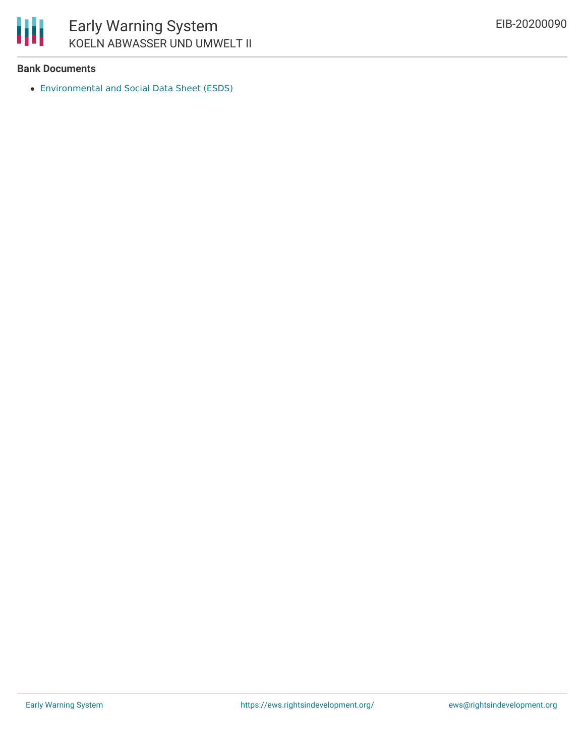**Bank Documents**

- Environmental and Social Data Sheet (ESDS)